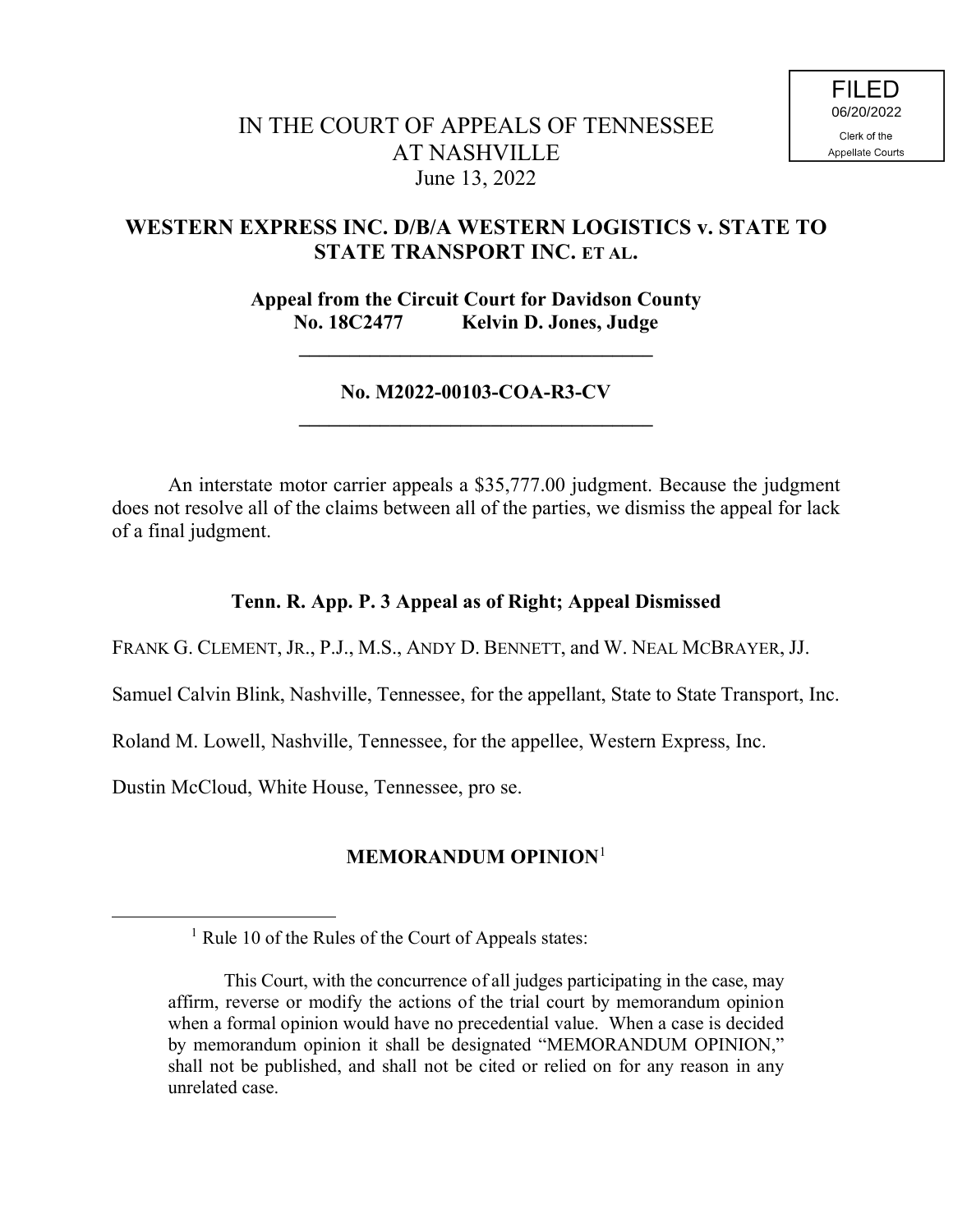FILED
06/20/2022
Clerk of the
Appellate Courts

# IN THE COURT OF APPEALS OF TENNESSEE AT NASHVILLE

June 13, 2022

## WESTERN EXPRESS INC. D/B/A WESTERN LOGISTICS v. STATE TO STATE TRANSPORT INC. ET AL.

**Appeal from the Circuit Court for Davidson County**
**No. 18C2477 Kelvin D. Jones, Judge**

---

**No. M2022-00103-COA-R3-CV**

---

An interstate motor carrier appeals a $35,777.00 judgment. Because the judgment does not resolve all of the claims between all of the parties, we dismiss the appeal for lack of a final judgment.

**Tenn. R. App. P. 3 Appeal as of Right; Appeal Dismissed**

FRANK G. CLEMENT, JR., P.J., M.S., ANDY D. BENNETT, and W. NEAL MCBRAYER, JJ.

Samuel Calvin Blink, Nashville, Tennessee, for the appellant, State to State Transport, Inc.

Roland M. Lowell, Nashville, Tennessee, for the appellee, Western Express, Inc.

Dustin McCloud, White House, Tennessee, pro se.

## MEMORANDUM OPINION[1]

---

[1] Rule 10 of the Rules of the Court of Appeals states:

> This Court, with the concurrence of all judges participating in the case, may affirm, reverse or modify the actions of the trial court by memorandum opinion when a formal opinion would have no precedential value. When a case is decided by memorandum opinion it shall be designated "MEMORANDUM OPINION," shall not be published, and shall not be cited or relied on for any reason in any unrelated case.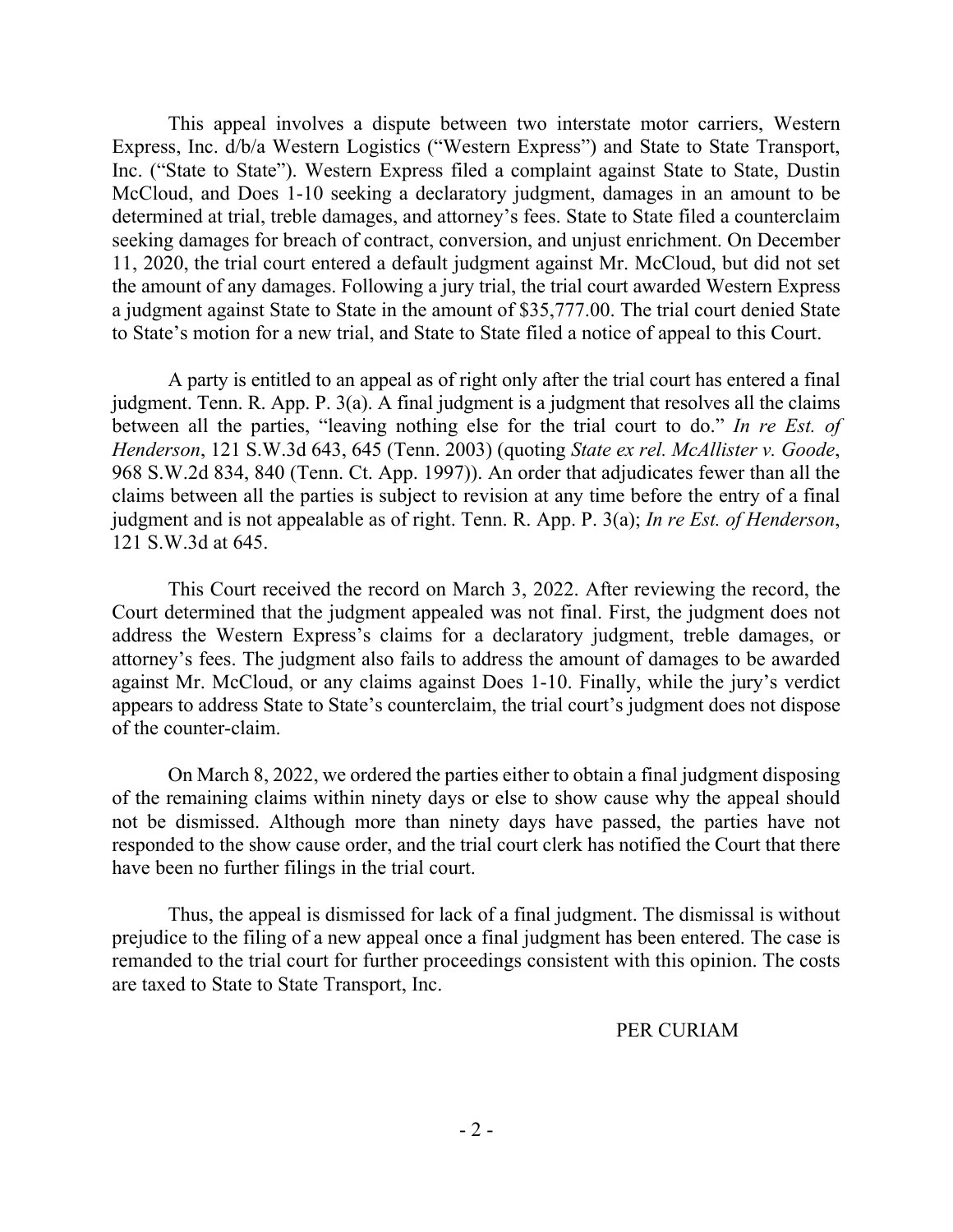This appeal involves a dispute between two interstate motor carriers, Western Express, Inc. d/b/a Western Logistics ("Western Express") and State to State Transport, Inc. ("State to State"). Western Express filed a complaint against State to State, Dustin McCloud, and Does 1-10 seeking a declaratory judgment, damages in an amount to be determined at trial, treble damages, and attorney's fees. State to State filed a counterclaim seeking damages for breach of contract, conversion, and unjust enrichment. On December 11, 2020, the trial court entered a default judgment against Mr. McCloud, but did not set the amount of any damages. Following a jury trial, the trial court awarded Western Express a judgment against State to State in the amount of $35,777.00. The trial court denied State to State's motion for a new trial, and State to State filed a notice of appeal to this Court.

A party is entitled to an appeal as of right only after the trial court has entered a final judgment. Tenn. R. App. P. 3(a). A final judgment is a judgment that resolves all the claims between all the parties, "leaving nothing else for the trial court to do." *In re Est. of Henderson*, 121 S.W.3d 643, 645 (Tenn. 2003) (quoting *State ex rel. McAllister v. Goode*, 968 S.W.2d 834, 840 (Tenn. Ct. App. 1997)). An order that adjudicates fewer than all the claims between all the parties is subject to revision at any time before the entry of a final judgment and is not appealable as of right. Tenn. R. App. P. 3(a); *In re Est. of Henderson*, 121 S.W.3d at 645.

This Court received the record on March 3, 2022. After reviewing the record, the Court determined that the judgment appealed was not final. First, the judgment does not address the Western Express's claims for a declaratory judgment, treble damages, or attorney's fees. The judgment also fails to address the amount of damages to be awarded against Mr. McCloud, or any claims against Does 1-10. Finally, while the jury's verdict appears to address State to State's counterclaim, the trial court's judgment does not dispose of the counter-claim.

On March 8, 2022, we ordered the parties either to obtain a final judgment disposing of the remaining claims within ninety days or else to show cause why the appeal should not be dismissed. Although more than ninety days have passed, the parties have not responded to the show cause order, and the trial court clerk has notified the Court that there have been no further filings in the trial court.

Thus, the appeal is dismissed for lack of a final judgment. The dismissal is without prejudice to the filing of a new appeal once a final judgment has been entered. The case is remanded to the trial court for further proceedings consistent with this opinion. The costs are taxed to State to State Transport, Inc.

PER CURIAM